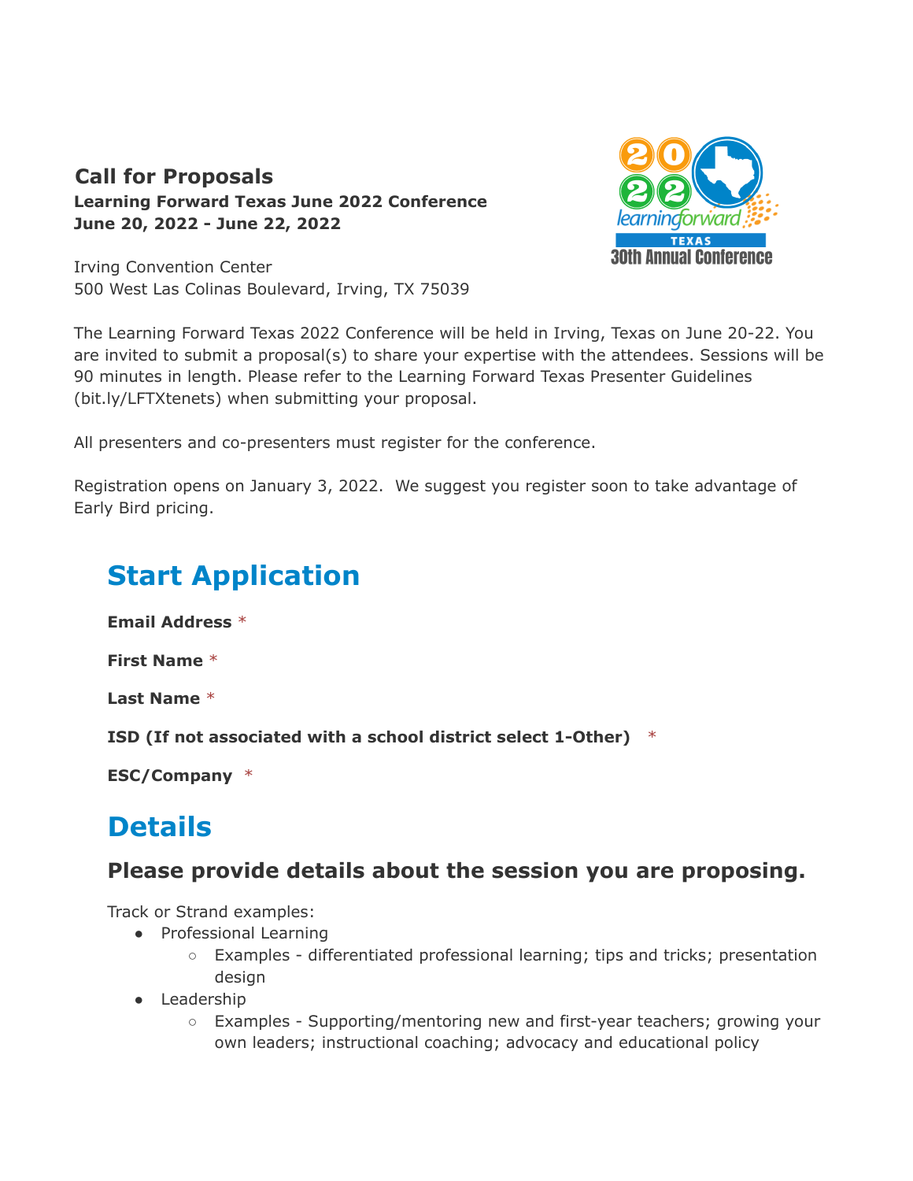## Call for Proposals

**Learning Forward Texas June 2022 Conference**
**June 20, 2022 - June 22, 2022**

Irving Convention Center
500 West Las Colinas Boulevard, Irving, TX 75039

The Learning Forward Texas 2022 Conference will be held in Irving, Texas on June 20-22. You are invited to submit a proposal(s) to share your expertise with the attendees. Sessions will be 90 minutes in length. Please refer to the Learning Forward Texas Presenter Guidelines (bit.ly/LFTXtenets) when submitting your proposal.

All presenters and co-presenters must register for the conference.

Registration opens on January 3, 2022. We suggest you register soon to take advantage of Early Bird pricing.

# Start Application

**Email Address** *

**First Name** *

**Last Name** *

**ISD (If not associated with a school district select 1-Other)** *

**ESC/Company** *

# Details

## Please provide details about the session you are proposing.

Track or Strand examples:

- Professional Learning
  - Examples - differentiated professional learning; tips and tricks; presentation design
- Leadership
  - Examples - Supporting/mentoring new and first-year teachers; growing your own leaders; instructional coaching; advocacy and educational policy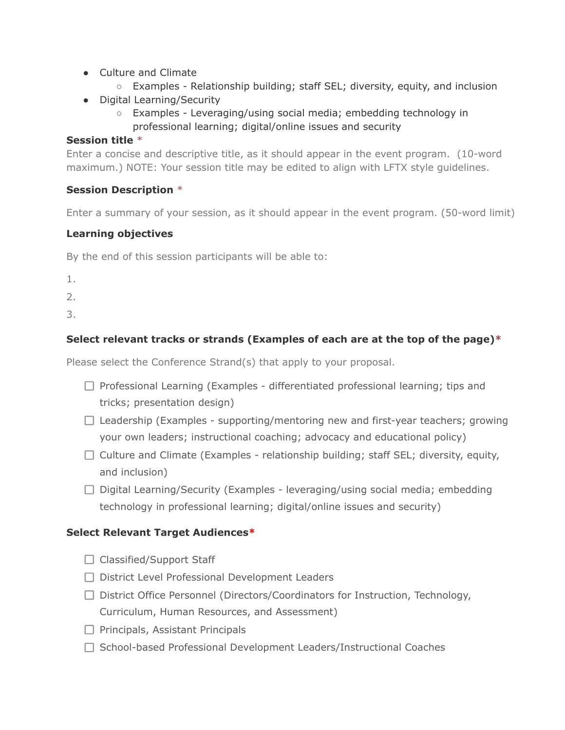- Culture and Climate
    - Examples - Relationship building; staff SEL; diversity, equity, and inclusion
- Digital Learning/Security
    - Examples - Leveraging/using social media; embedding technology in professional learning; digital/online issues and security

**Session title** *

Enter a concise and descriptive title, as it should appear in the event program. (10-word maximum.) NOTE: Your session title may be edited to align with LFTX style guidelines.

**Session Description** *

Enter a summary of your session, as it should appear in the event program. (50-word limit)

**Learning objectives**

By the end of this session participants will be able to:

1.
2.
3.

**Select relevant tracks or strands (Examples of each are at the top of the page)***

Please select the Conference Strand(s) that apply to your proposal.

- ☐ Professional Learning (Examples - differentiated professional learning; tips and tricks; presentation design)
- ☐ Leadership (Examples - supporting/mentoring new and first-year teachers; growing your own leaders; instructional coaching; advocacy and educational policy)
- ☐ Culture and Climate (Examples - relationship building; staff SEL; diversity, equity, and inclusion)
- ☐ Digital Learning/Security (Examples - leveraging/using social media; embedding technology in professional learning; digital/online issues and security)

**Select Relevant Target Audiences***

- ☐ Classified/Support Staff
- ☐ District Level Professional Development Leaders
- ☐ District Office Personnel (Directors/Coordinators for Instruction, Technology, Curriculum, Human Resources, and Assessment)
- ☐ Principals, Assistant Principals
- ☐ School-based Professional Development Leaders/Instructional Coaches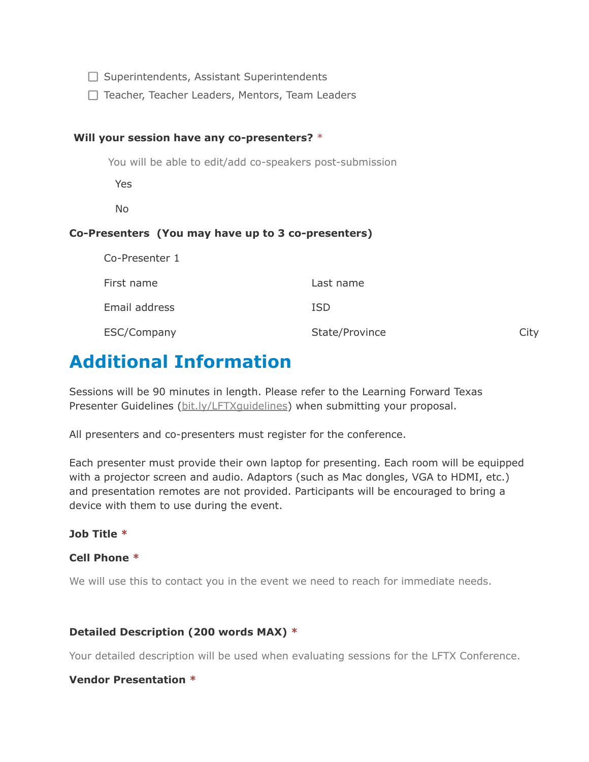- ☐ Superintendents, Assistant Superintendents
- ☐ Teacher, Teacher Leaders, Mentors, Team Leaders

**Will your session have any co-presenters?** *

You will be able to edit/add co-speakers post-submission

Yes

No

**Co-Presenters (You may have up to 3 co-presenters)**

Co-Presenter 1

| First name | Last name | |
|---|---|---|
| Email address | ISD | |
| ESC/Company | State/Province | City |

# Additional Information

Sessions will be 90 minutes in length. Please refer to the Learning Forward Texas Presenter Guidelines (bit.ly/LFTXguidelines) when submitting your proposal.

All presenters and co-presenters must register for the conference.

Each presenter must provide their own laptop for presenting. Each room will be equipped with a projector screen and audio. Adaptors (such as Mac dongles, VGA to HDMI, etc.) and presentation remotes are not provided. Participants will be encouraged to bring a device with them to use during the event.

**Job Title** *

**Cell Phone** *

We will use this to contact you in the event we need to reach for immediate needs.

**Detailed Description (200 words MAX)** *

Your detailed description will be used when evaluating sessions for the LFTX Conference.

**Vendor Presentation** *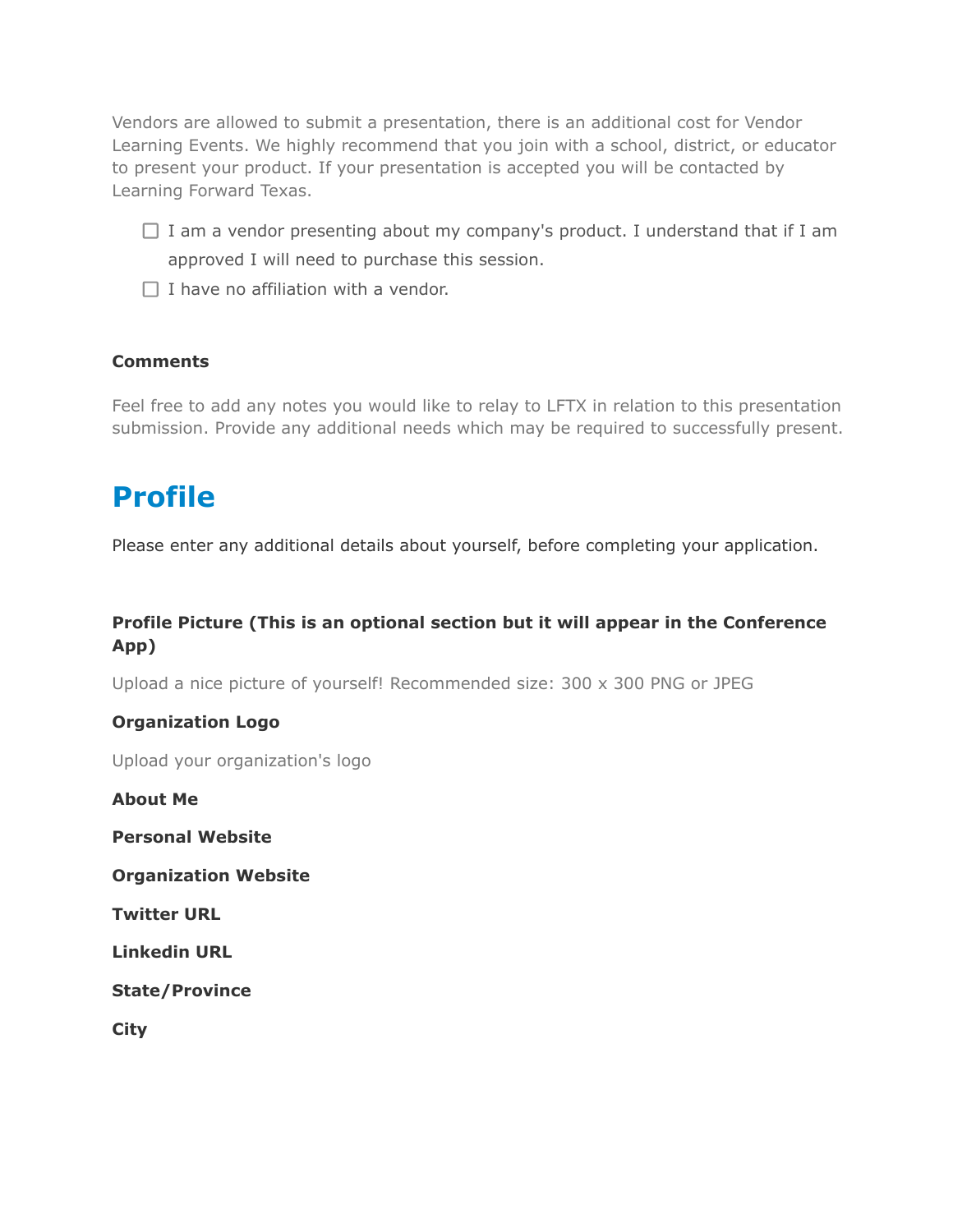Vendors are allowed to submit a presentation, there is an additional cost for Vendor Learning Events. We highly recommend that you join with a school, district, or educator to present your product. If your presentation is accepted you will be contacted by Learning Forward Texas.

- ☐ I am a vendor presenting about my company's product. I understand that if I am approved I will need to purchase this session.
- ☐ I have no affiliation with a vendor.

**Comments**

Feel free to add any notes you would like to relay to LFTX in relation to this presentation submission. Provide any additional needs which may be required to successfully present.

# Profile

Please enter any additional details about yourself, before completing your application.

**Profile Picture (This is an optional section but it will appear in the Conference App)**

Upload a nice picture of yourself! Recommended size: 300 x 300 PNG or JPEG

**Organization Logo**

Upload your organization's logo

**About Me**

**Personal Website**

**Organization Website**

**Twitter URL**

**Linkedin URL**

**State/Province**

**City**